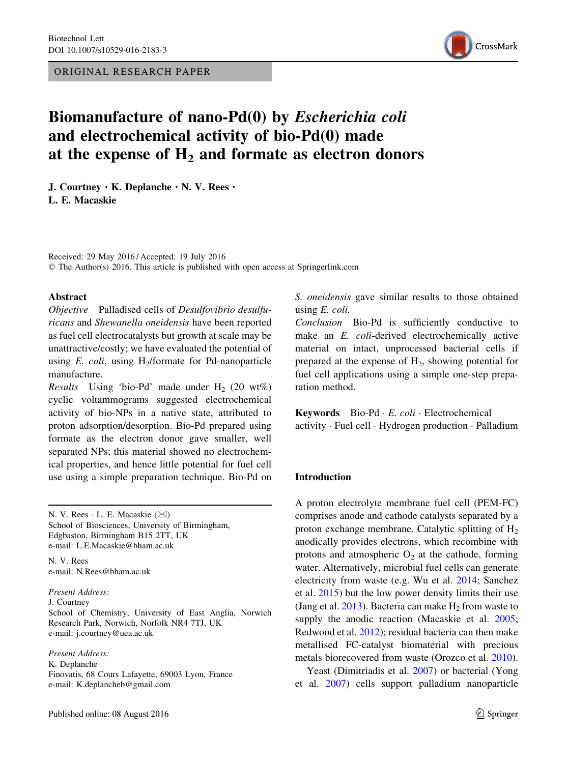ORIGINAL RESEARCH PAPER

# Biomanufacture of nano-Pd(0) by *Escherichia coli* and electrochemical activity of bio-Pd(0) made at the expense of $H_2$ and formate as electron donors

**J. Courtney · K. Deplanche · N. V. Rees · L. E. Macaskie**

Received: 29 May 2016 / Accepted: 19 July 2016
© The Author(s) 2016. This article is published with open access at Springerlink.com

## Abstract

*Objective* Palladised cells of *Desulfovibrio desulfuricans* and *Shewanella oneidensis* have been reported as fuel cell electrocatalysts but growth at scale may be unattractive/costly; we have evaluated the potential of using *E. coli*, using $H_2$/formate for Pd-nanoparticle manufacture.

*Results* Using 'bio-Pd' made under $H_2$ (20 wt%) cyclic voltammograms suggested electrochemical activity of bio-NPs in a native state, attributed to proton adsorption/desorption. Bio-Pd prepared using formate as the electron donor gave smaller, well separated NPs; this material showed no electrochemical properties, and hence little potential for fuel cell use using a simple preparation technique. Bio-Pd on *S. oneidensis* gave similar results to those obtained using *E. coli*.

*Conclusion* Bio-Pd is sufficiently conductive to make an *E. coli*-derived electrochemically active material on intact, unprocessed bacterial cells if prepared at the expense of $H_2$, showing potential for fuel cell applications using a simple one-step preparation method.

**Keywords** Bio-Pd · *E. coli* · Electrochemical activity · Fuel cell · Hydrogen production · Palladium

N. V. Rees · L. E. Macaskie (✉)
School of Biosciences, University of Birmingham, Edgbaston, Birmingham B15 2TT, UK
e-mail: L.E.Macaskie@bham.ac.uk

N. V. Rees
e-mail: N.Rees@bham.ac.uk

*Present Address:*
J. Courtney
School of Chemistry, University of East Anglia, Norwich Research Park, Norwich, Norfolk NR4 7TJ, UK
e-mail: j.courtney@uea.ac.uk

*Present Address:*
K. Deplanche
Finovatis, 68 Cours Lafayette, 69003 Lyon, France
e-mail: K.deplancheb@gmail.com

## Introduction

A proton electrolyte membrane fuel cell (PEM-FC) comprises anode and cathode catalysts separated by a proton exchange membrane. Catalytic splitting of $H_2$ anodically provides electrons, which recombine with protons and atmospheric $O_2$ at the cathode, forming water. Alternatively, microbial fuel cells can generate electricity from waste (e.g. Wu et al. 2014; Sanchez et al. 2015) but the low power density limits their use (Jang et al. 2013). Bacteria can make $H_2$ from waste to supply the anodic reaction (Macaskie et al. 2005; Redwood et al. 2012); residual bacteria can then make metallised FC-catalyst biomaterial with precious metals biorecovered from waste (Orozco et al. 2010).

Yeast (Dimitriadis et al. 2007) or bacterial (Yong et al. 2007) cells support palladium nanoparticle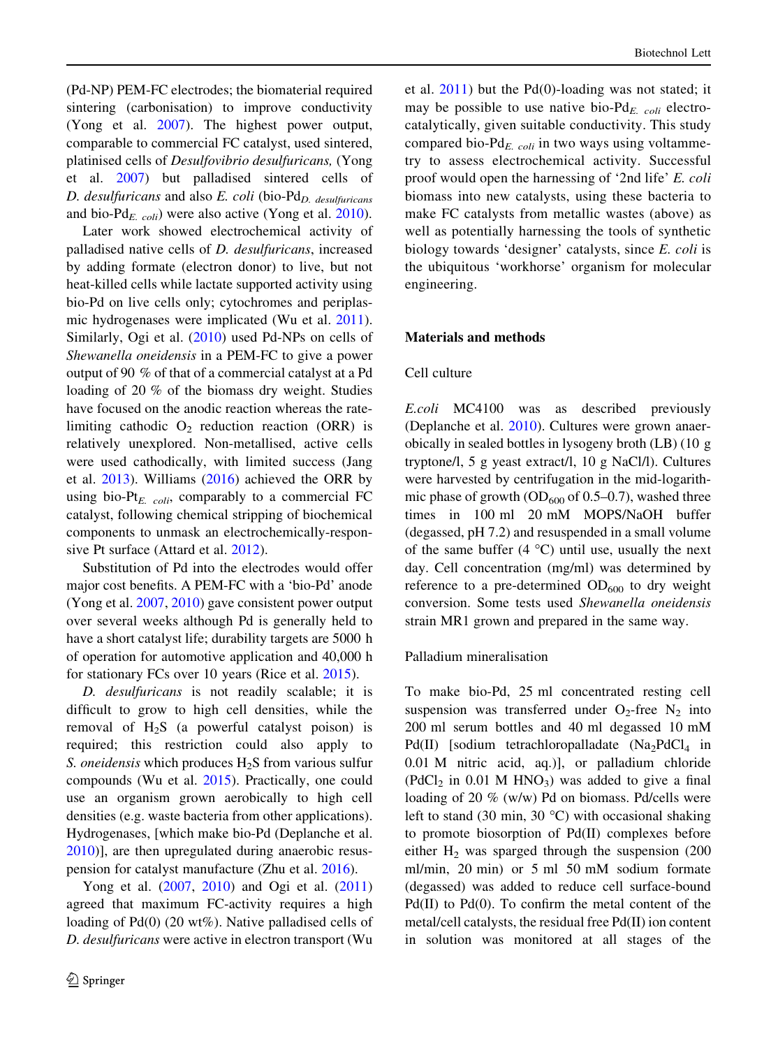(Pd-NP) PEM-FC electrodes; the biomaterial required sintering (carbonisation) to improve conductivity (Yong et al. 2007). The highest power output, comparable to commercial FC catalyst, used sintered, platinised cells of *Desulfovibrio desulfuricans,* (Yong et al. 2007) but palladised sintered cells of *D. desulfuricans* and also *E. coli* (bio-Pd$_{D.\ desulfuricans}$ and bio-Pd$_{E.\ coli}$) were also active (Yong et al. 2010).

Later work showed electrochemical activity of palladised native cells of *D. desulfuricans*, increased by adding formate (electron donor) to live, but not heat-killed cells while lactate supported activity using bio-Pd on live cells only; cytochromes and periplasmic hydrogenases were implicated (Wu et al. 2011). Similarly, Ogi et al. (2010) used Pd-NPs on cells of *Shewanella oneidensis* in a PEM-FC to give a power output of 90 % of that of a commercial catalyst at a Pd loading of 20 % of the biomass dry weight. Studies have focused on the anodic reaction whereas the rate-limiting cathodic $O_2$ reduction reaction (ORR) is relatively unexplored. Non-metallised, active cells were used cathodically, with limited success (Jang et al. 2013). Williams (2016) achieved the ORR by using bio-Pt$_{E.\ coli}$, comparably to a commercial FC catalyst, following chemical stripping of biochemical components to unmask an electrochemically-responsive Pt surface (Attard et al. 2012).

Substitution of Pd into the electrodes would offer major cost benefits. A PEM-FC with a 'bio-Pd' anode (Yong et al. 2007, 2010) gave consistent power output over several weeks although Pd is generally held to have a short catalyst life; durability targets are 5000 h of operation for automotive application and 40,000 h for stationary FCs over 10 years (Rice et al. 2015).

*D. desulfuricans* is not readily scalable; it is difficult to grow to high cell densities, while the removal of $H_2S$ (a powerful catalyst poison) is required; this restriction could also apply to *S. oneidensis* which produces $H_2S$ from various sulfur compounds (Wu et al. 2015). Practically, one could use an organism grown aerobically to high cell densities (e.g. waste bacteria from other applications). Hydrogenases, [which make bio-Pd (Deplanche et al. 2010)], are then upregulated during anaerobic resuspension for catalyst manufacture (Zhu et al. 2016).

Yong et al. (2007, 2010) and Ogi et al. (2011) agreed that maximum FC-activity requires a high loading of Pd(0) (20 wt%). Native palladised cells of *D. desulfuricans* were active in electron transport (Wu et al. 2011) but the Pd(0)-loading was not stated; it may be possible to use native bio-Pd$_{E.\ coli}$ electrocatalytically, given suitable conductivity. This study compared bio-Pd$_{E.\ coli}$ in two ways using voltammetry to assess electrochemical activity. Successful proof would open the harnessing of '2nd life' *E. coli* biomass into new catalysts, using these bacteria to make FC catalysts from metallic wastes (above) as well as potentially harnessing the tools of synthetic biology towards 'designer' catalysts, since *E. coli* is the ubiquitous 'workhorse' organism for molecular engineering.

## Materials and methods

### Cell culture

*E.coli* MC4100 was as described previously (Deplanche et al. 2010). Cultures were grown anaerobically in sealed bottles in lysogeny broth (LB) (10 g tryptone/l, 5 g yeast extract/l, 10 g NaCl/l). Cultures were harvested by centrifugation in the mid-logarithmic phase of growth ($OD_{600}$ of 0.5–0.7), washed three times in 100 ml 20 mM MOPS/NaOH buffer (degassed, pH 7.2) and resuspended in a small volume of the same buffer (4 °C) until use, usually the next day. Cell concentration (mg/ml) was determined by reference to a pre-determined $OD_{600}$ to dry weight conversion. Some tests used *Shewanella oneidensis* strain MR1 grown and prepared in the same way.

### Palladium mineralisation

To make bio-Pd, 25 ml concentrated resting cell suspension was transferred under $O_2$-free $N_2$ into 200 ml serum bottles and 40 ml degassed 10 mM Pd(II) [sodium tetrachloropalladate ($Na_2PdCl_4$ in 0.01 M nitric acid, aq.)], or palladium chloride ($PdCl_2$ in 0.01 M $HNO_3$) was added to give a final loading of 20 % (w/w) Pd on biomass. Pd/cells were left to stand (30 min, 30 °C) with occasional shaking to promote biosorption of Pd(II) complexes before either $H_2$ was sparged through the suspension (200 ml/min, 20 min) or 5 ml 50 mM sodium formate (degassed) was added to reduce cell surface-bound Pd(II) to Pd(0). To confirm the metal content of the metal/cell catalysts, the residual free Pd(II) ion content in solution was monitored at all stages of the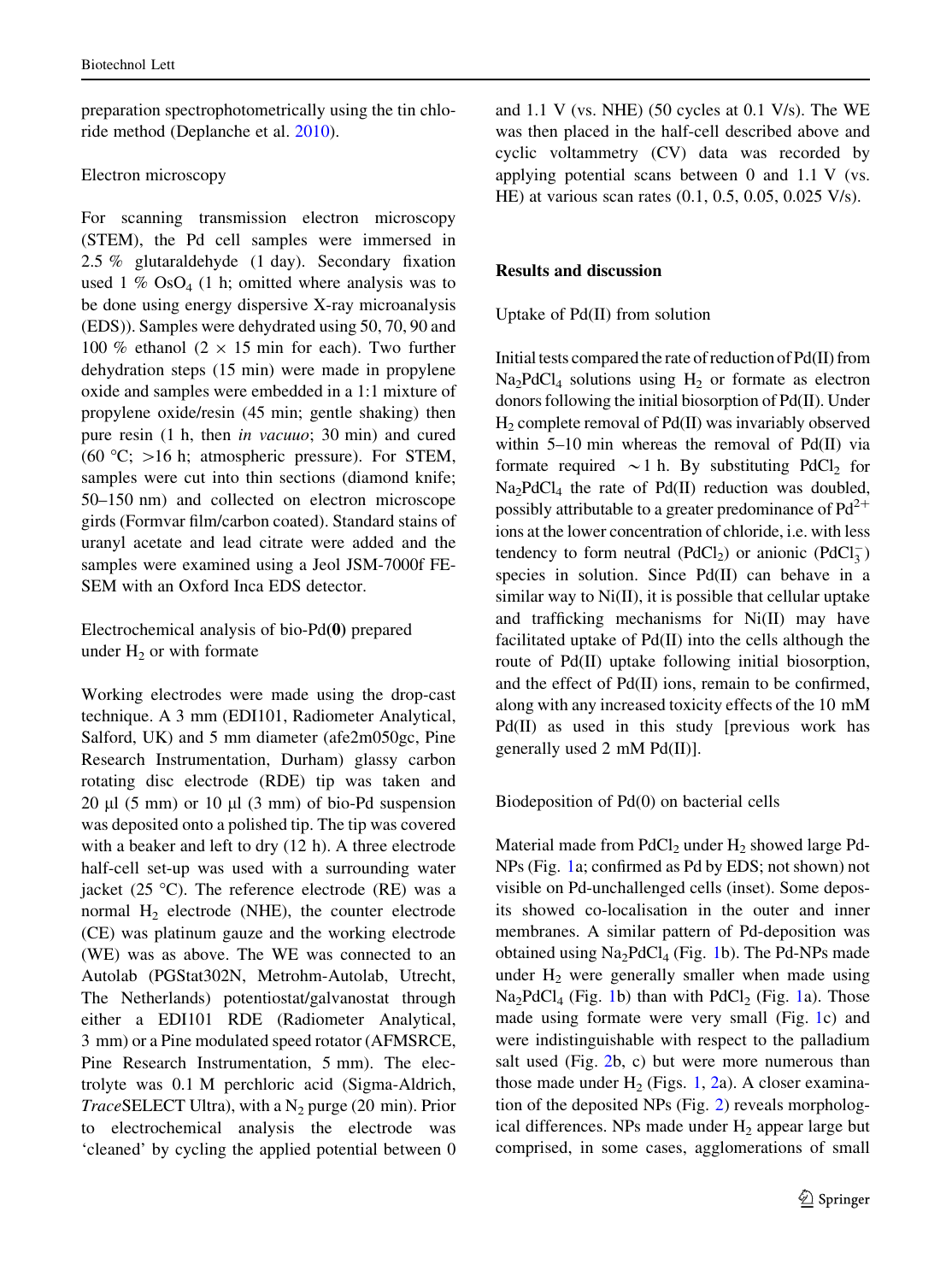preparation spectrophotometrically using the tin chloride method (Deplanche et al. 2010).

### Electron microscopy

For scanning transmission electron microscopy (STEM), the Pd cell samples were immersed in 2.5 % glutaraldehyde (1 day). Secondary fixation used 1 % $OsO_4$ (1 h; omitted where analysis was to be done using energy dispersive X-ray microanalysis (EDS)). Samples were dehydrated using 50, 70, 90 and 100 % ethanol (2 × 15 min for each). Two further dehydration steps (15 min) were made in propylene oxide and samples were embedded in a 1:1 mixture of propylene oxide/resin (45 min; gentle shaking) then pure resin (1 h, then *in vacuo*; 30 min) and cured (60 °C; >16 h; atmospheric pressure). For STEM, samples were cut into thin sections (diamond knife; 50–150 nm) and collected on electron microscope girds (Formvar film/carbon coated). Standard stains of uranyl acetate and lead citrate were added and the samples were examined using a Jeol JSM-7000f FE-SEM with an Oxford Inca EDS detector.

### Electrochemical analysis of bio-Pd**(0)** prepared under $H_2$ or with formate

Working electrodes were made using the drop-cast technique. A 3 mm (EDI101, Radiometer Analytical, Salford, UK) and 5 mm diameter (afe2m050gc, Pine Research Instrumentation, Durham) glassy carbon rotating disc electrode (RDE) tip was taken and 20 μl (5 mm) or 10 μl (3 mm) of bio-Pd suspension was deposited onto a polished tip. The tip was covered with a beaker and left to dry (12 h). A three electrode half-cell set-up was used with a surrounding water jacket (25 °C). The reference electrode (RE) was a normal $H_2$ electrode (NHE), the counter electrode (CE) was platinum gauze and the working electrode (WE) was as above. The WE was connected to an Autolab (PGStat302N, Metrohm-Autolab, Utrecht, The Netherlands) potentiostat/galvanostat through either a EDI101 RDE (Radiometer Analytical, 3 mm) or a Pine modulated speed rotator (AFMSRCE, Pine Research Instrumentation, 5 mm). The electrolyte was 0.1 M perchloric acid (Sigma-Aldrich, *Trace*SELECT Ultra), with a $N_2$ purge (20 min). Prior to electrochemical analysis the electrode was 'cleaned' by cycling the applied potential between 0 and 1.1 V (vs. NHE) (50 cycles at 0.1 V/s). The WE was then placed in the half-cell described above and cyclic voltammetry (CV) data was recorded by applying potential scans between 0 and 1.1 V (vs. HE) at various scan rates (0.1, 0.5, 0.05, 0.025 V/s).

## Results and discussion

### Uptake of Pd(II) from solution

Initial tests compared the rate of reduction of Pd(II) from $Na_2PdCl_4$ solutions using $H_2$ or formate as electron donors following the initial biosorption of Pd(II). Under $H_2$ complete removal of Pd(II) was invariably observed within 5–10 min whereas the removal of Pd(II) via formate required ~1 h. By substituting $PdCl_2$ for $Na_2PdCl_4$ the rate of Pd(II) reduction was doubled, possibly attributable to a greater predominance of $Pd^{2+}$ ions at the lower concentration of chloride, i.e. with less tendency to form neutral ($PdCl_2$) or anionic ($PdCl_3^-$) species in solution. Since Pd(II) can behave in a similar way to Ni(II), it is possible that cellular uptake and trafficking mechanisms for Ni(II) may have facilitated uptake of Pd(II) into the cells although the route of Pd(II) uptake following initial biosorption, and the effect of Pd(II) ions, remain to be confirmed, along with any increased toxicity effects of the 10 mM Pd(II) as used in this study [previous work has generally used 2 mM Pd(II)].

### Biodeposition of Pd(0) on bacterial cells

Material made from $PdCl_2$ under $H_2$ showed large Pd-NPs (Fig. 1a; confirmed as Pd by EDS; not shown) not visible on Pd-unchallenged cells (inset). Some deposits showed co-localisation in the outer and inner membranes. A similar pattern of Pd-deposition was obtained using $Na_2PdCl_4$ (Fig. 1b). The Pd-NPs made under $H_2$ were generally smaller when made using $Na_2PdCl_4$ (Fig. 1b) than with $PdCl_2$ (Fig. 1a). Those made using formate were very small (Fig. 1c) and were indistinguishable with respect to the palladium salt used (Fig. 2b, c) but were more numerous than those made under $H_2$ (Figs. 1, 2a). A closer examination of the deposited NPs (Fig. 2) reveals morphological differences. NPs made under $H_2$ appear large but comprised, in some cases, agglomerations of small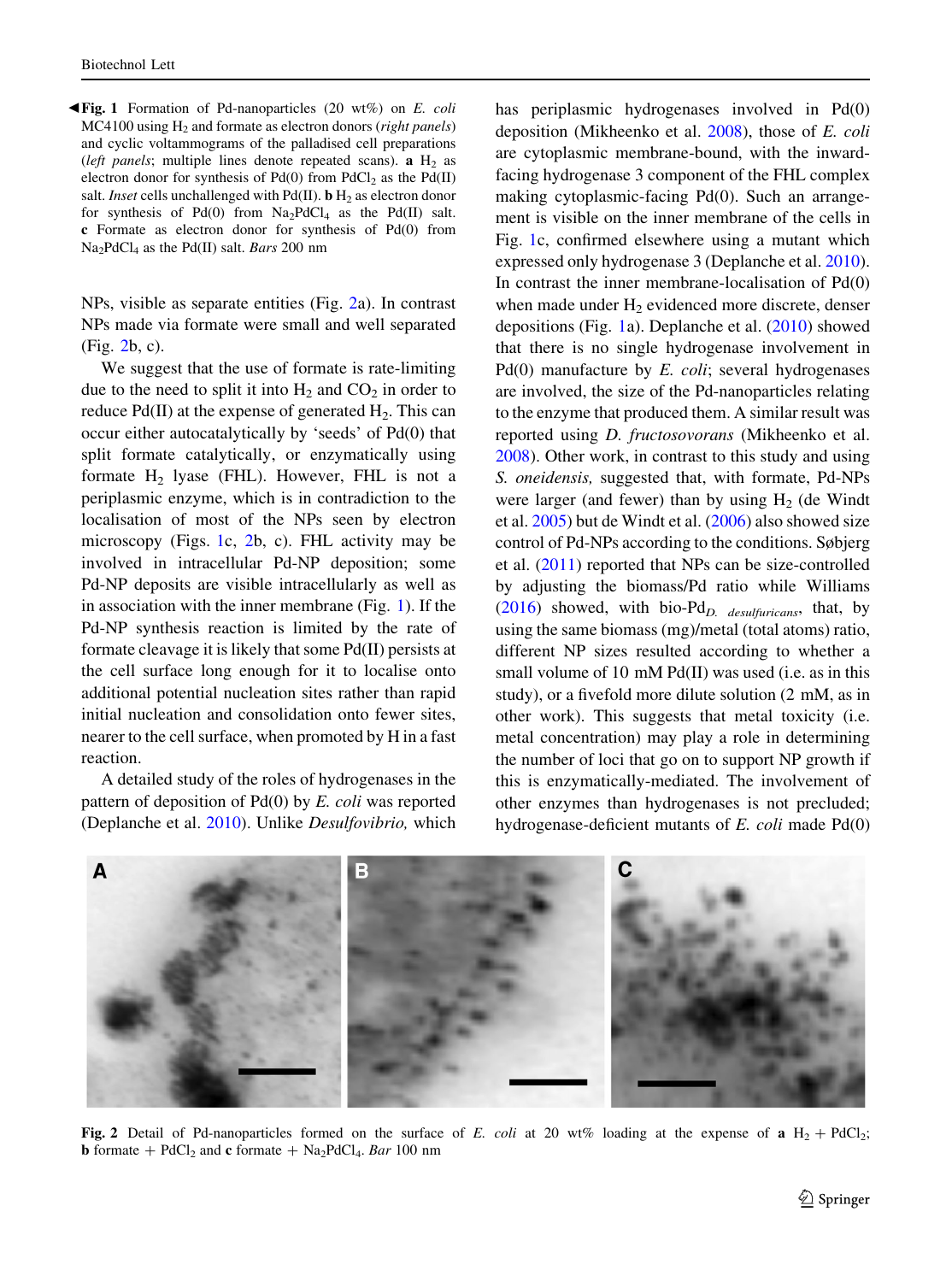◀**Fig. 1** Formation of Pd-nanoparticles (20 wt%) on *E. coli* MC4100 using $H_2$ and formate as electron donors (*right panels*) and cyclic voltammograms of the palladised cell preparations (*left panels*; multiple lines denote repeated scans). **a** $H_2$ as electron donor for synthesis of Pd(0) from $PdCl_2$ as the Pd(II) salt. *Inset* cells unchallenged with Pd(II). **b** $H_2$ as electron donor for synthesis of Pd(0) from $Na_2PdCl_4$ as the Pd(II) salt. **c** Formate as electron donor for synthesis of Pd(0) from $Na_2PdCl_4$ as the Pd(II) salt. *Bars* 200 nm

NPs, visible as separate entities (Fig. 2a). In contrast NPs made via formate were small and well separated (Fig. 2b, c).

We suggest that the use of formate is rate-limiting due to the need to split it into $H_2$ and $CO_2$ in order to reduce Pd(II) at the expense of generated $H_2$. This can occur either autocatalytically by 'seeds' of Pd(0) that split formate catalytically, or enzymatically using formate $H_2$ lyase (FHL). However, FHL is not a periplasmic enzyme, which is in contradiction to the localisation of most of the NPs seen by electron microscopy (Figs. 1c, 2b, c). FHL activity may be involved in intracellular Pd-NP deposition; some Pd-NP deposits are visible intracellularly as well as in association with the inner membrane (Fig. 1). If the Pd-NP synthesis reaction is limited by the rate of formate cleavage it is likely that some Pd(II) persists at the cell surface long enough for it to localise onto additional potential nucleation sites rather than rapid initial nucleation and consolidation onto fewer sites, nearer to the cell surface, when promoted by H in a fast reaction.

A detailed study of the roles of hydrogenases in the pattern of deposition of Pd(0) by *E. coli* was reported (Deplanche et al. 2010). Unlike *Desulfovibrio,* which has periplasmic hydrogenases involved in Pd(0) deposition (Mikheenko et al. 2008), those of *E. coli* are cytoplasmic membrane-bound, with the inward-facing hydrogenase 3 component of the FHL complex making cytoplasmic-facing Pd(0). Such an arrangement is visible on the inner membrane of the cells in Fig. 1c, confirmed elsewhere using a mutant which expressed only hydrogenase 3 (Deplanche et al. 2010). In contrast the inner membrane-localisation of Pd(0) when made under $H_2$ evidenced more discrete, denser depositions (Fig. 1a). Deplanche et al. (2010) showed that there is no single hydrogenase involvement in Pd(0) manufacture by *E. coli*; several hydrogenases are involved, the size of the Pd-nanoparticles relating to the enzyme that produced them. A similar result was reported using *D. fructosovorans* (Mikheenko et al. 2008). Other work, in contrast to this study and using *S. oneidensis,* suggested that, with formate, Pd-NPs were larger (and fewer) than by using $H_2$ (de Windt et al. 2005) but de Windt et al. (2006) also showed size control of Pd-NPs according to the conditions. Søbjerg et al. (2011) reported that NPs can be size-controlled by adjusting the biomass/Pd ratio while Williams (2016) showed, with bio-Pd$_{D.\ desulfuricans}$, that, by using the same biomass (mg)/metal (total atoms) ratio, different NP sizes resulted according to whether a small volume of 10 mM Pd(II) was used (i.e. as in this study), or a fivefold more dilute solution (2 mM, as in other work). This suggests that metal toxicity (i.e. metal concentration) may play a role in determining the number of loci that go on to support NP growth if this is enzymatically-mediated. The involvement of other enzymes than hydrogenases is not precluded; hydrogenase-deficient mutants of *E. coli* made Pd(0)

**Fig. 2** Detail of Pd-nanoparticles formed on the surface of *E. coli* at 20 wt% loading at the expense of **a** $H_2$ + $PdCl_2$; **b** formate + $PdCl_2$ and **c** formate + $Na_2PdCl_4$. *Bar* 100 nm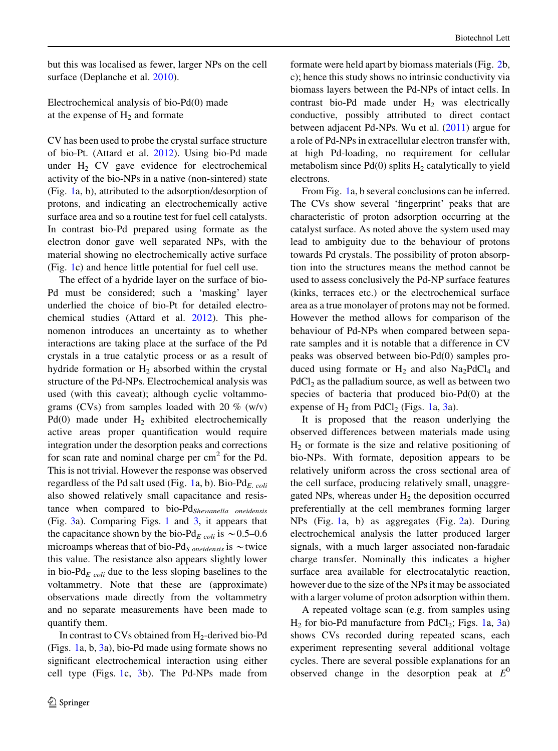but this was localised as fewer, larger NPs on the cell surface (Deplanche et al. 2010).

### Electrochemical analysis of bio-Pd(0) made at the expense of $H_2$ and formate

CV has been used to probe the crystal surface structure of bio-Pt. (Attard et al. 2012). Using bio-Pd made under $H_2$ CV gave evidence for electrochemical activity of the bio-NPs in a native (non-sintered) state (Fig. 1a, b), attributed to the adsorption/desorption of protons, and indicating an electrochemically active surface area and so a routine test for fuel cell catalysts. In contrast bio-Pd prepared using formate as the electron donor gave well separated NPs, with the material showing no electrochemically active surface (Fig. 1c) and hence little potential for fuel cell use.

The effect of a hydride layer on the surface of bio-Pd must be considered; such a 'masking' layer underlied the choice of bio-Pt for detailed electrochemical studies (Attard et al. 2012). This phenomenon introduces an uncertainty as to whether interactions are taking place at the surface of the Pd crystals in a true catalytic process or as a result of hydride formation or $H_2$ absorbed within the crystal structure of the Pd-NPs. Electrochemical analysis was used (with this caveat); although cyclic voltammograms (CVs) from samples loaded with 20 % (w/v) Pd(0) made under $H_2$ exhibited electrochemically active areas proper quantification would require integration under the desorption peaks and corrections for scan rate and nominal charge per $cm^2$ for the Pd. This is not trivial. However the response was observed regardless of the Pd salt used (Fig. 1a, b). Bio-Pd$_{E.\ coli}$ also showed relatively small capacitance and resistance when compared to bio-Pd$_{Shewanella\ \ oneidensis}$ (Fig. 3a). Comparing Figs. 1 and 3, it appears that the capacitance shown by the bio-Pd$_{E\ coli}$ is ~0.5–0.6 microamps whereas that of bio-Pd$_{S\ oneidensis}$ is ~twice this value. The resistance also appears slightly lower in bio-Pd$_{E\ coli}$ due to the less sloping baselines to the voltammetry. Note that these are (approximate) observations made directly from the voltammetry and no separate measurements have been made to quantify them.

In contrast to CVs obtained from $H_2$-derived bio-Pd (Figs. 1a, b, 3a), bio-Pd made using formate shows no significant electrochemical interaction using either cell type (Figs. 1c, 3b). The Pd-NPs made from formate were held apart by biomass materials (Fig. 2b, c); hence this study shows no intrinsic conductivity via biomass layers between the Pd-NPs of intact cells. In contrast bio-Pd made under $H_2$ was electrically conductive, possibly attributed to direct contact between adjacent Pd-NPs. Wu et al. (2011) argue for a role of Pd-NPs in extracellular electron transfer with, at high Pd-loading, no requirement for cellular metabolism since Pd(0) splits $H_2$ catalytically to yield electrons.

From Fig. 1a, b several conclusions can be inferred. The CVs show several 'fingerprint' peaks that are characteristic of proton adsorption occurring at the catalyst surface. As noted above the system used may lead to ambiguity due to the behaviour of protons towards Pd crystals. The possibility of proton absorption into the structures means the method cannot be used to assess conclusively the Pd-NP surface features (kinks, terraces etc.) or the electrochemical surface area as a true monolayer of protons may not be formed. However the method allows for comparison of the behaviour of Pd-NPs when compared between separate samples and it is notable that a difference in CV peaks was observed between bio-Pd(0) samples produced using formate or $H_2$ and also $Na_2PdCl_4$ and $PdCl_2$ as the palladium source, as well as between two species of bacteria that produced bio-Pd(0) at the expense of $H_2$ from $PdCl_2$ (Figs. 1a, 3a).

It is proposed that the reason underlying the observed differences between materials made using $H_2$ or formate is the size and relative positioning of bio-NPs. With formate, deposition appears to be relatively uniform across the cross sectional area of the cell surface, producing relatively small, unaggregated NPs, whereas under $H_2$ the deposition occurred preferentially at the cell membranes forming larger NPs (Fig. 1a, b) as aggregates (Fig. 2a). During electrochemical analysis the latter produced larger signals, with a much larger associated non-faradaic charge transfer. Nominally this indicates a higher surface area available for electrocatalytic reaction, however due to the size of the NPs it may be associated with a larger volume of proton adsorption within them.

A repeated voltage scan (e.g. from samples using $H_2$ for bio-Pd manufacture from $PdCl_2$; Figs. 1a, 3a) shows CVs recorded during repeated scans, each experiment representing several additional voltage cycles. There are several possible explanations for an observed change in the desorption peak at $E^0$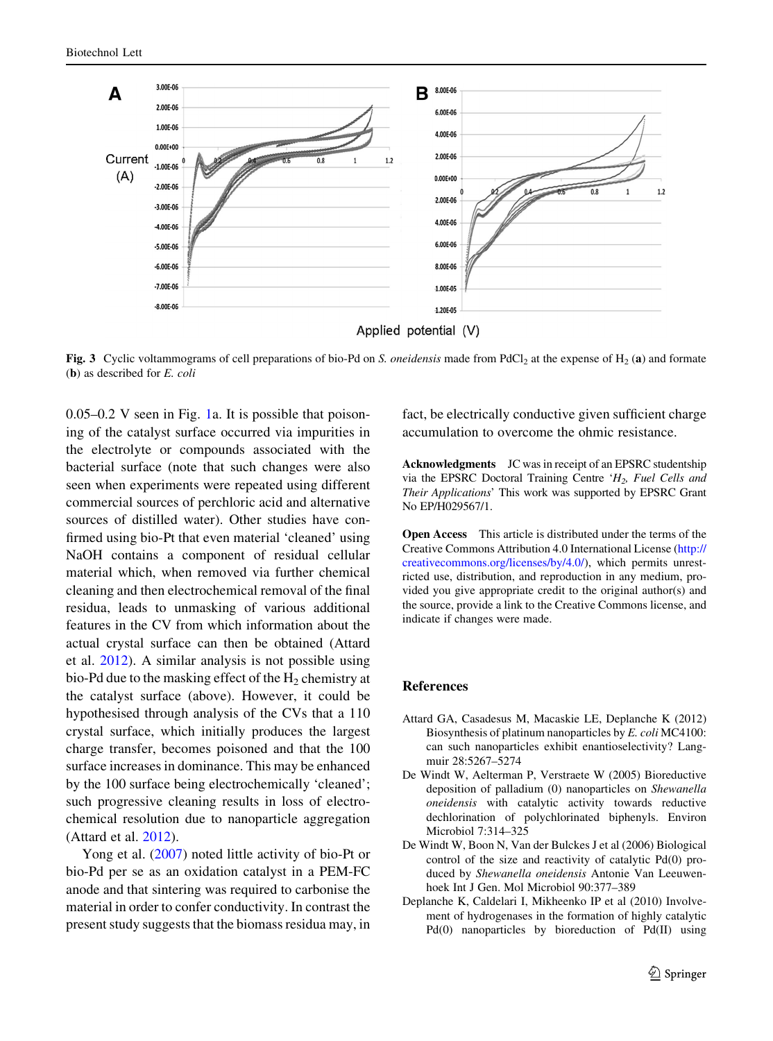**Fig. 3** Cyclic voltammograms of cell preparations of bio-Pd on *S. oneidensis* made from $PdCl_2$ at the expense of $H_2$ (**a**) and formate (**b**) as described for *E. coli*

0.05–0.2 V seen in Fig. 1a. It is possible that poisoning of the catalyst surface occurred via impurities in the electrolyte or compounds associated with the bacterial surface (note that such changes were also seen when experiments were repeated using different commercial sources of perchloric acid and alternative sources of distilled water). Other studies have confirmed using bio-Pt that even material 'cleaned' using NaOH contains a component of residual cellular material which, when removed via further chemical cleaning and then electrochemical removal of the final residua, leads to unmasking of various additional features in the CV from which information about the actual crystal surface can then be obtained (Attard et al. 2012). A similar analysis is not possible using bio-Pd due to the masking effect of the $H_2$ chemistry at the catalyst surface (above). However, it could be hypothesised through analysis of the CVs that a 110 crystal surface, which initially produces the largest charge transfer, becomes poisoned and that the 100 surface increases in dominance. This may be enhanced by the 100 surface being electrochemically 'cleaned'; such progressive cleaning results in loss of electrochemical resolution due to nanoparticle aggregation (Attard et al. 2012).

Yong et al. (2007) noted little activity of bio-Pt or bio-Pd per se as an oxidation catalyst in a PEM-FC anode and that sintering was required to carbonise the material in order to confer conductivity. In contrast the present study suggests that the biomass residua may, in fact, be electrically conductive given sufficient charge accumulation to overcome the ohmic resistance.

**Acknowledgments** JC was in receipt of an EPSRC studentship via the EPSRC Doctoral Training Centre '*$H_2$, Fuel Cells and Their Applications*' This work was supported by EPSRC Grant No EP/H029567/1.

**Open Access** This article is distributed under the terms of the Creative Commons Attribution 4.0 International License (http://creativecommons.org/licenses/by/4.0/), which permits unrestricted use, distribution, and reproduction in any medium, provided you give appropriate credit to the original author(s) and the source, provide a link to the Creative Commons license, and indicate if changes were made.

## References

Attard GA, Casadesus M, Macaskie LE, Deplanche K (2012) Biosynthesis of platinum nanoparticles by *E. coli* MC4100: can such nanoparticles exhibit enantioselectivity? Langmuir 28:5267–5274

De Windt W, Aelterman P, Verstraete W (2005) Bioreductive deposition of palladium (0) nanoparticles on *Shewanella oneidensis* with catalytic activity towards reductive dechlorination of polychlorinated biphenyls. Environ Microbiol 7:314–325

De Windt W, Boon N, Van der Bulcke J et al (2006) Biological control of the size and reactivity of catalytic Pd(0) produced by *Shewanella oneidensis* Antonie Van Leeuwenhoek Int J Gen. Mol Microbiol 90:377–389

Deplanche K, Caldelari I, Mikheenko IP et al (2010) Involvement of hydrogenases in the formation of highly catalytic Pd(0) nanoparticles by bioreduction of Pd(II) using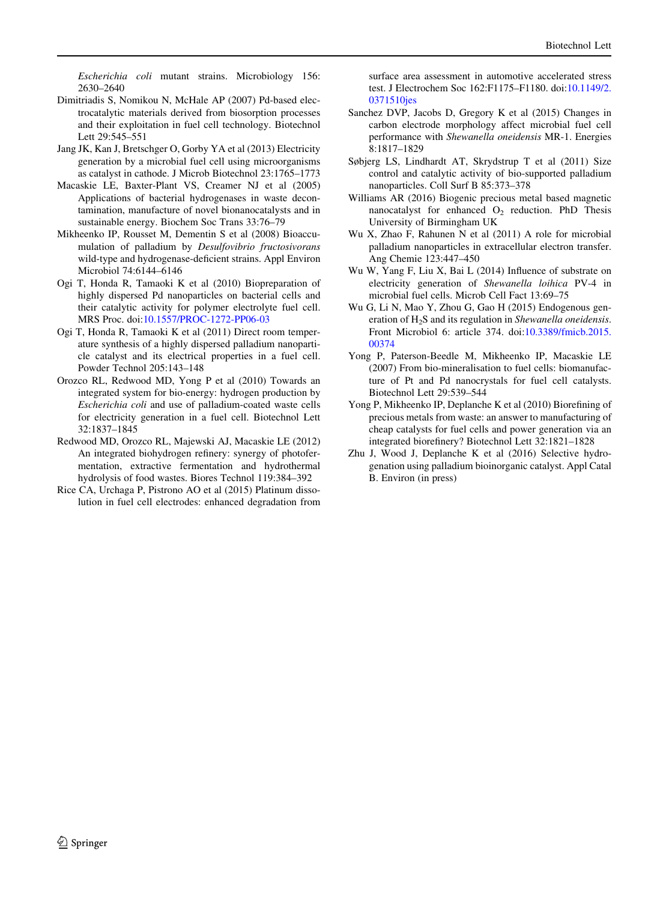*Escherichia coli* mutant strains. Microbiology 156: 2630–2640

Dimitriadis S, Nomikou N, McHale AP (2007) Pd-based electrocatalytic materials derived from biosorption processes and their exploitation in fuel cell technology. Biotechnol Lett 29:545–551

Jang JK, Kan J, Bretschger O, Gorby YA et al (2013) Electricity generation by a microbial fuel cell using microorganisms as catalyst in cathode. J Microb Biotechnol 23:1765–1773

Macaskie LE, Baxter-Plant VS, Creamer NJ et al (2005) Applications of bacterial hydrogenases in waste decontamination, manufacture of novel bionanocatalysts and in sustainable energy. Biochem Soc Trans 33:76–79

Mikheenko IP, Rousset M, Dementin S et al (2008) Bioaccumulation of palladium by *Desulfovibrio fructosivorans* wild-type and hydrogenase-deficient strains. Appl Environ Microbiol 74:6144–6146

Ogi T, Honda R, Tamaoki K et al (2010) Biopreparation of highly dispersed Pd nanoparticles on bacterial cells and their catalytic activity for polymer electrolyte fuel cell. MRS Proc. doi:10.1557/PROC-1272-PP06-03

Ogi T, Honda R, Tamaoki K et al (2011) Direct room temperature synthesis of a highly dispersed palladium nanoparticle catalyst and its electrical properties in a fuel cell. Powder Technol 205:143–148

Orozco RL, Redwood MD, Yong P et al (2010) Towards an integrated system for bio-energy: hydrogen production by *Escherichia coli* and use of palladium-coated waste cells for electricity generation in a fuel cell. Biotechnol Lett 32:1837–1845

Redwood MD, Orozco RL, Majewski AJ, Macaskie LE (2012) An integrated biohydrogen refinery: synergy of photofermentation, extractive fermentation and hydrothermal hydrolysis of food wastes. Biores Technol 119:384–392

Rice CA, Urchaga P, Pistrono AO et al (2015) Platinum dissolution in fuel cell electrodes: enhanced degradation from surface area assessment in automotive accelerated stress test. J Electrochem Soc 162:F1175–F1180. doi:10.1149/2.0371510jes

Sanchez DVP, Jacobs D, Gregory K et al (2015) Changes in carbon electrode morphology affect microbial fuel cell performance with *Shewanella oneidensis* MR-1. Energies 8:1817–1829

Søbjerg LS, Lindhardt AT, Skrydstrup T et al (2011) Size control and catalytic activity of bio-supported palladium nanoparticles. Coll Surf B 85:373–378

Williams AR (2016) Biogenic precious metal based magnetic nanocatalyst for enhanced $O_2$ reduction. PhD Thesis University of Birmingham UK

Wu X, Zhao F, Rahunen N et al (2011) A role for microbial palladium nanoparticles in extracellular electron transfer. Ang Chemie 123:447–450

Wu W, Yang F, Liu X, Bai L (2014) Influence of substrate on electricity generation of *Shewanella loihica* PV-4 in microbial fuel cells. Microb Cell Fact 13:69–75

Wu G, Li N, Mao Y, Zhou G, Gao H (2015) Endogenous generation of $H_2S$ and its regulation in *Shewanella oneidensis*. Front Microbiol 6: article 374. doi:10.3389/fmicb.2015.00374

Yong P, Paterson-Beedle M, Mikheenko IP, Macaskie LE (2007) From bio-mineralisation to fuel cells: biomanufacture of Pt and Pd nanocrystals for fuel cell catalysts. Biotechnol Lett 29:539–544

Yong P, Mikheenko IP, Deplanche K et al (2010) Biorefining of precious metals from waste: an answer to manufacturing of cheap catalysts for fuel cells and power generation via an integrated biorefinery? Biotechnol Lett 32:1821–1828

Zhu J, Wood J, Deplanche K et al (2016) Selective hydrogenation using palladium bioinorganic catalyst. Appl Catal B. Environ (in press)